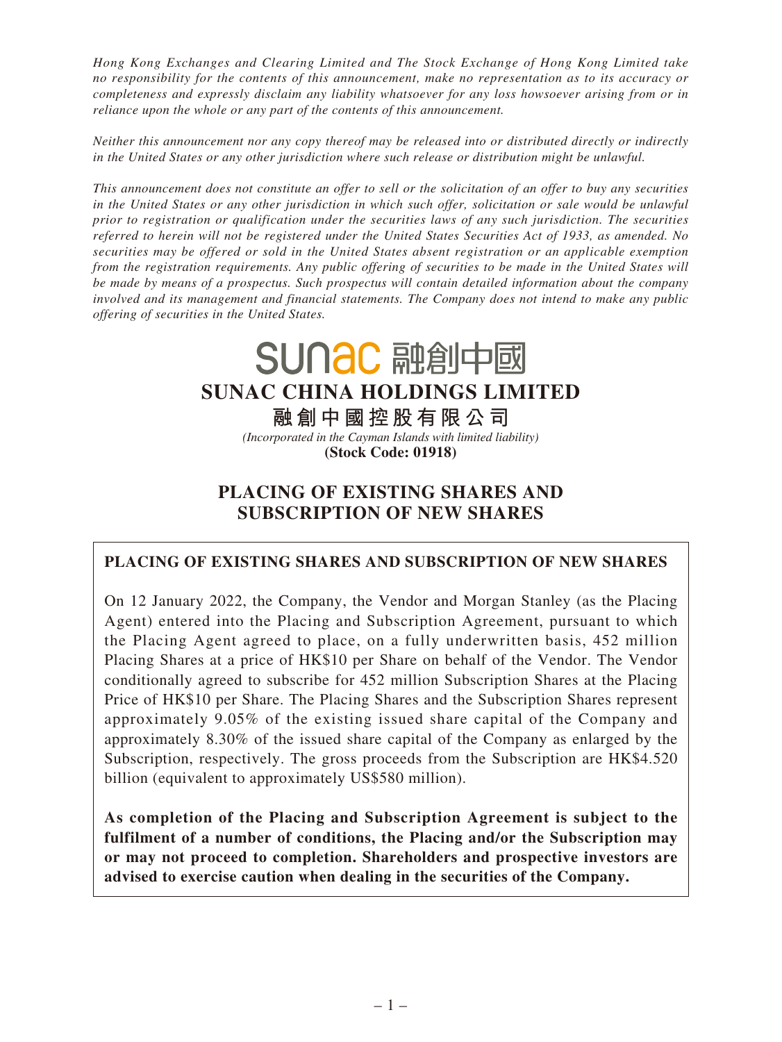*Hong Kong Exchanges and Clearing Limited and The Stock Exchange of Hong Kong Limited take no responsibility for the contents of this announcement, make no representation as to its accuracy or completeness and expressly disclaim any liability whatsoever for any loss howsoever arising from or in reliance upon the whole or any part of the contents of this announcement.*

*Neither this announcement nor any copy thereof may be released into or distributed directly or indirectly in the United States or any other jurisdiction where such release or distribution might be unlawful.*

*This announcement does not constitute an offer to sell or the solicitation of an offer to buy any securities in the United States or any other jurisdiction in which such offer, solicitation or sale would be unlawful prior to registration or qualification under the securities laws of any such jurisdiction. The securities referred to herein will not be registered under the United States Securities Act of 1933, as amended. No securities may be offered or sold in the United States absent registration or an applicable exemption from the registration requirements. Any public offering of securities to be made in the United States will be made by means of a prospectus. Such prospectus will contain detailed information about the company involved and its management and financial statements. The Company does not intend to make any public offering of securities in the United States.*

sunac 融創中國

# SUNAC CHINA HOLDINGS LIMITED

# 融創中國控股有限公司

*(Incorporated in the Cayman Islands with limited liability)*

**(Stock Code: 01918)**

## PLACING OF EXISTING SHARES AND SUBSCRIPTION OF NEW SHARES

**PLACING OF EXISTING SHARES AND SUBSCRIPTION OF NEW SHARES**

On 12 January 2022, the Company, the Vendor and Morgan Stanley (as the Placing Agent) entered into the Placing and Subscription Agreement, pursuant to which the Placing Agent agreed to place, on a fully underwritten basis, 452 million Placing Shares at a price of HK$10 per Share on behalf of the Vendor. The Vendor conditionally agreed to subscribe for 452 million Subscription Shares at the Placing Price of HK$10 per Share. The Placing Shares and the Subscription Shares represent approximately 9.05% of the existing issued share capital of the Company and approximately 8.30% of the issued share capital of the Company as enlarged by the Subscription, respectively. The gross proceeds from the Subscription are HK$4.520 billion (equivalent to approximately US$580 million).

**As completion of the Placing and Subscription Agreement is subject to the fulfilment of a number of conditions, the Placing and/or the Subscription may or may not proceed to completion. Shareholders and prospective investors are advised to exercise caution when dealing in the securities of the Company.**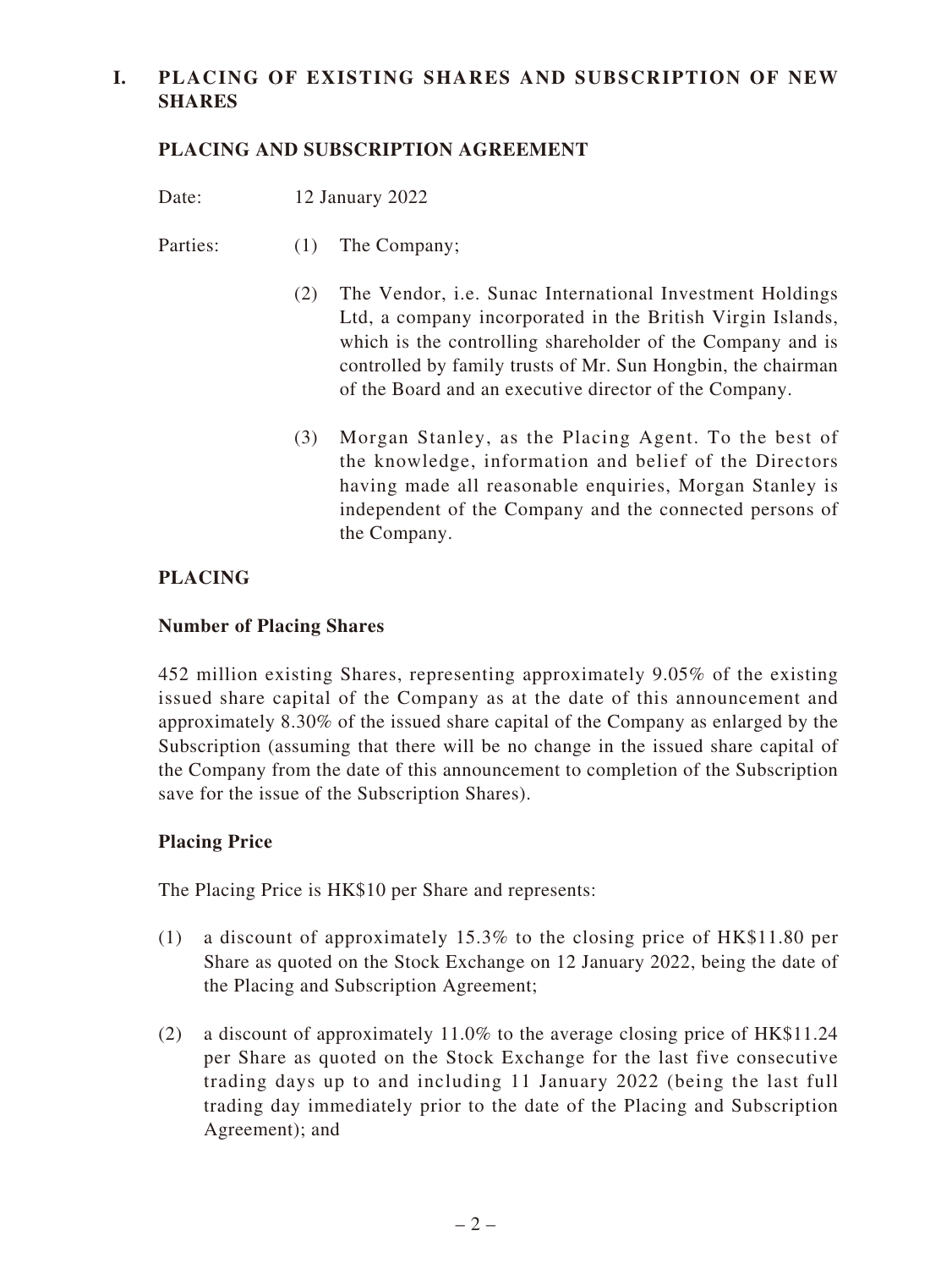# I. PLACING OF EXISTING SHARES AND SUBSCRIPTION OF NEW SHARES

## PLACING AND SUBSCRIPTION AGREEMENT

Date: 12 January 2022

Parties:

(1) The Company;

(2) The Vendor, i.e. Sunac International Investment Holdings Ltd, a company incorporated in the British Virgin Islands, which is the controlling shareholder of the Company and is controlled by family trusts of Mr. Sun Hongbin, the chairman of the Board and an executive director of the Company.

(3) Morgan Stanley, as the Placing Agent. To the best of the knowledge, information and belief of the Directors having made all reasonable enquiries, Morgan Stanley is independent of the Company and the connected persons of the Company.

## PLACING

### Number of Placing Shares

452 million existing Shares, representing approximately 9.05% of the existing issued share capital of the Company as at the date of this announcement and approximately 8.30% of the issued share capital of the Company as enlarged by the Subscription (assuming that there will be no change in the issued share capital of the Company from the date of this announcement to completion of the Subscription save for the issue of the Subscription Shares).

### Placing Price

The Placing Price is HK$10 per Share and represents:

(1) a discount of approximately 15.3% to the closing price of HK$11.80 per Share as quoted on the Stock Exchange on 12 January 2022, being the date of the Placing and Subscription Agreement;

(2) a discount of approximately 11.0% to the average closing price of HK$11.24 per Share as quoted on the Stock Exchange for the last five consecutive trading days up to and including 11 January 2022 (being the last full trading day immediately prior to the date of the Placing and Subscription Agreement); and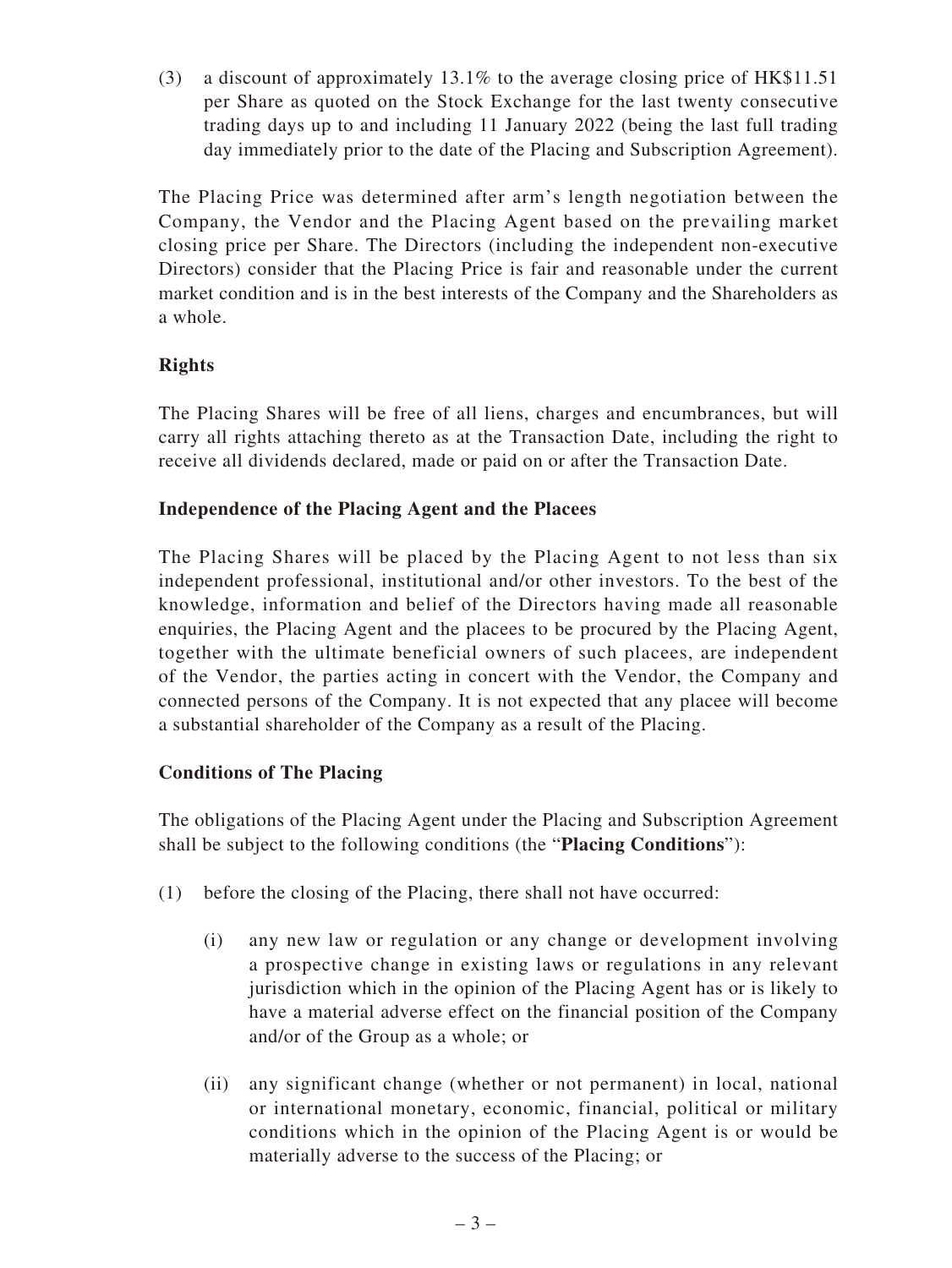(3) a discount of approximately 13.1% to the average closing price of HK$11.51 per Share as quoted on the Stock Exchange for the last twenty consecutive trading days up to and including 11 January 2022 (being the last full trading day immediately prior to the date of the Placing and Subscription Agreement).

The Placing Price was determined after arm's length negotiation between the Company, the Vendor and the Placing Agent based on the prevailing market closing price per Share. The Directors (including the independent non-executive Directors) consider that the Placing Price is fair and reasonable under the current market condition and is in the best interests of the Company and the Shareholders as a whole.

**Rights**

The Placing Shares will be free of all liens, charges and encumbrances, but will carry all rights attaching thereto as at the Transaction Date, including the right to receive all dividends declared, made or paid on or after the Transaction Date.

**Independence of the Placing Agent and the Placees**

The Placing Shares will be placed by the Placing Agent to not less than six independent professional, institutional and/or other investors. To the best of the knowledge, information and belief of the Directors having made all reasonable enquiries, the Placing Agent and the placees to be procured by the Placing Agent, together with the ultimate beneficial owners of such placees, are independent of the Vendor, the parties acting in concert with the Vendor, the Company and connected persons of the Company. It is not expected that any placee will become a substantial shareholder of the Company as a result of the Placing.

**Conditions of The Placing**

The obligations of the Placing Agent under the Placing and Subscription Agreement shall be subject to the following conditions (the "**Placing Conditions**"):

(1) before the closing of the Placing, there shall not have occurred:

(i) any new law or regulation or any change or development involving a prospective change in existing laws or regulations in any relevant jurisdiction which in the opinion of the Placing Agent has or is likely to have a material adverse effect on the financial position of the Company and/or of the Group as a whole; or

(ii) any significant change (whether or not permanent) in local, national or international monetary, economic, financial, political or military conditions which in the opinion of the Placing Agent is or would be materially adverse to the success of the Placing; or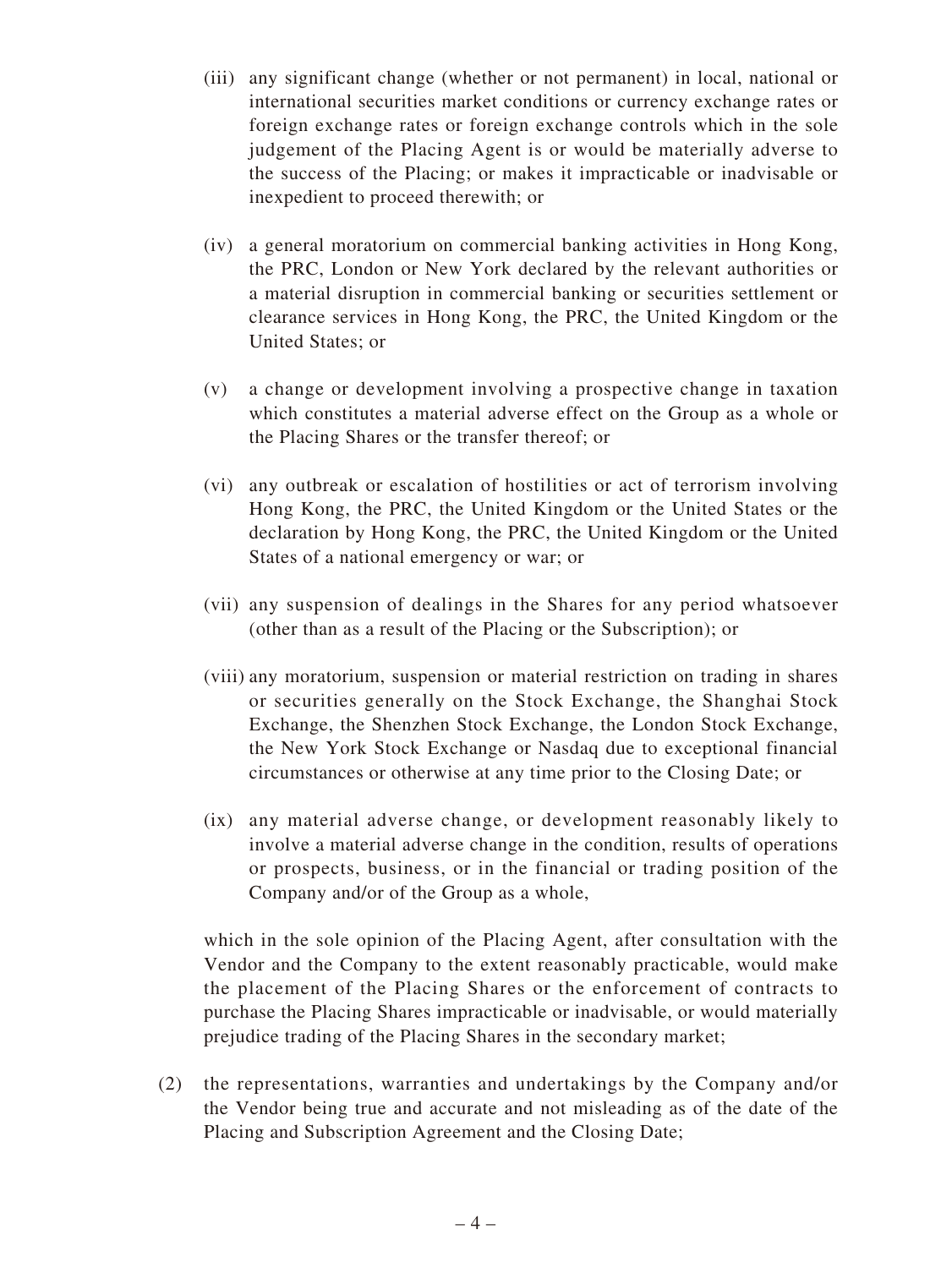(iii) any significant change (whether or not permanent) in local, national or international securities market conditions or currency exchange rates or foreign exchange rates or foreign exchange controls which in the sole judgement of the Placing Agent is or would be materially adverse to the success of the Placing; or makes it impracticable or inadvisable or inexpedient to proceed therewith; or

(iv) a general moratorium on commercial banking activities in Hong Kong, the PRC, London or New York declared by the relevant authorities or a material disruption in commercial banking or securities settlement or clearance services in Hong Kong, the PRC, the United Kingdom or the United States; or

(v) a change or development involving a prospective change in taxation which constitutes a material adverse effect on the Group as a whole or the Placing Shares or the transfer thereof; or

(vi) any outbreak or escalation of hostilities or act of terrorism involving Hong Kong, the PRC, the United Kingdom or the United States or the declaration by Hong Kong, the PRC, the United Kingdom or the United States of a national emergency or war; or

(vii) any suspension of dealings in the Shares for any period whatsoever (other than as a result of the Placing or the Subscription); or

(viii) any moratorium, suspension or material restriction on trading in shares or securities generally on the Stock Exchange, the Shanghai Stock Exchange, the Shenzhen Stock Exchange, the London Stock Exchange, the New York Stock Exchange or Nasdaq due to exceptional financial circumstances or otherwise at any time prior to the Closing Date; or

(ix) any material adverse change, or development reasonably likely to involve a material adverse change in the condition, results of operations or prospects, business, or in the financial or trading position of the Company and/or of the Group as a whole,

which in the sole opinion of the Placing Agent, after consultation with the Vendor and the Company to the extent reasonably practicable, would make the placement of the Placing Shares or the enforcement of contracts to purchase the Placing Shares impracticable or inadvisable, or would materially prejudice trading of the Placing Shares in the secondary market;

(2) the representations, warranties and undertakings by the Company and/or the Vendor being true and accurate and not misleading as of the date of the Placing and Subscription Agreement and the Closing Date;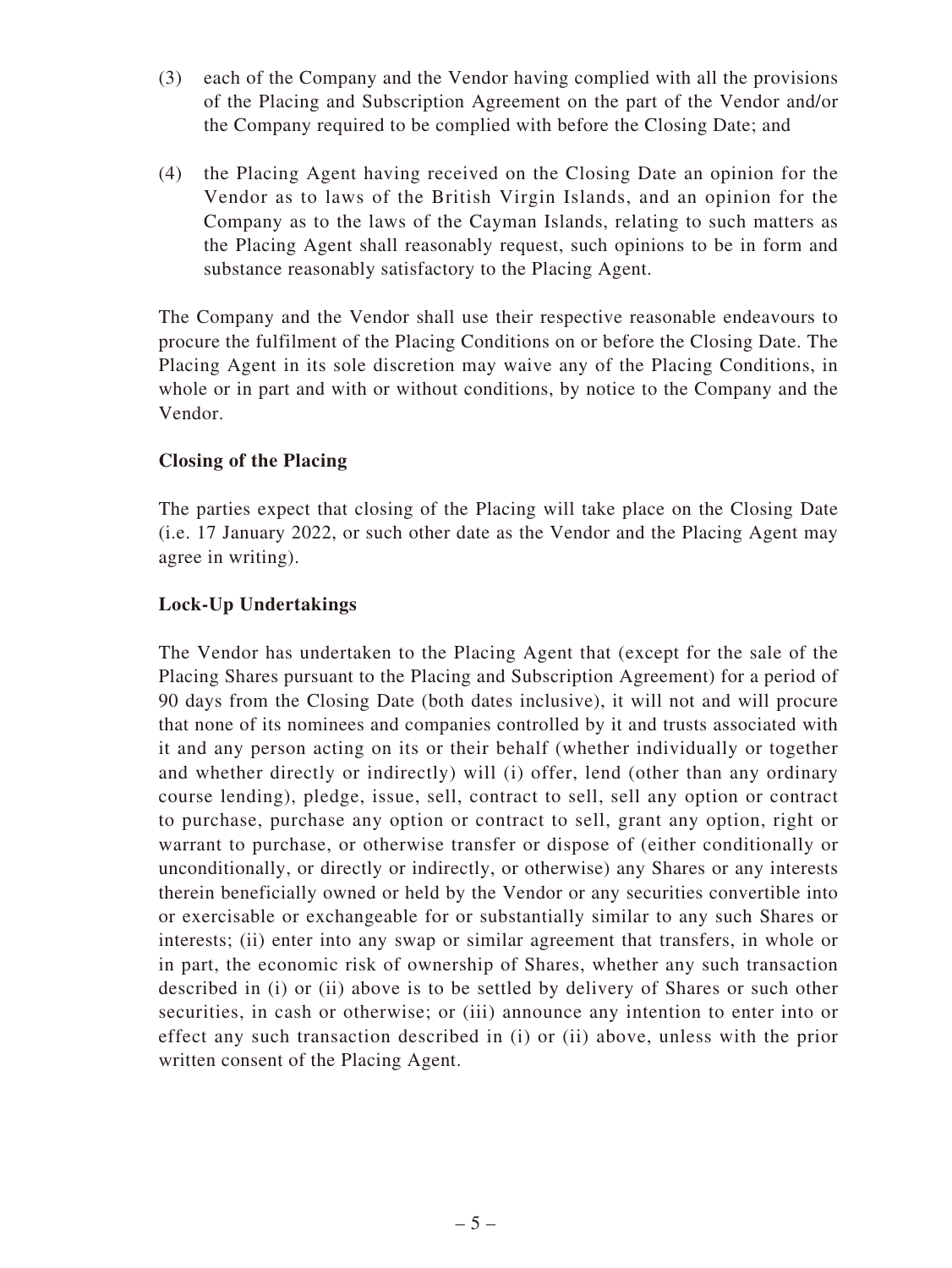(3) each of the Company and the Vendor having complied with all the provisions of the Placing and Subscription Agreement on the part of the Vendor and/or the Company required to be complied with before the Closing Date; and

(4) the Placing Agent having received on the Closing Date an opinion for the Vendor as to laws of the British Virgin Islands, and an opinion for the Company as to the laws of the Cayman Islands, relating to such matters as the Placing Agent shall reasonably request, such opinions to be in form and substance reasonably satisfactory to the Placing Agent.

The Company and the Vendor shall use their respective reasonable endeavours to procure the fulfilment of the Placing Conditions on or before the Closing Date. The Placing Agent in its sole discretion may waive any of the Placing Conditions, in whole or in part and with or without conditions, by notice to the Company and the Vendor.

**Closing of the Placing**

The parties expect that closing of the Placing will take place on the Closing Date (i.e. 17 January 2022, or such other date as the Vendor and the Placing Agent may agree in writing).

**Lock-Up Undertakings**

The Vendor has undertaken to the Placing Agent that (except for the sale of the Placing Shares pursuant to the Placing and Subscription Agreement) for a period of 90 days from the Closing Date (both dates inclusive), it will not and will procure that none of its nominees and companies controlled by it and trusts associated with it and any person acting on its or their behalf (whether individually or together and whether directly or indirectly) will (i) offer, lend (other than any ordinary course lending), pledge, issue, sell, contract to sell, sell any option or contract to purchase, purchase any option or contract to sell, grant any option, right or warrant to purchase, or otherwise transfer or dispose of (either conditionally or unconditionally, or directly or indirectly, or otherwise) any Shares or any interests therein beneficially owned or held by the Vendor or any securities convertible into or exercisable or exchangeable for or substantially similar to any such Shares or interests; (ii) enter into any swap or similar agreement that transfers, in whole or in part, the economic risk of ownership of Shares, whether any such transaction described in (i) or (ii) above is to be settled by delivery of Shares or such other securities, in cash or otherwise; or (iii) announce any intention to enter into or effect any such transaction described in (i) or (ii) above, unless with the prior written consent of the Placing Agent.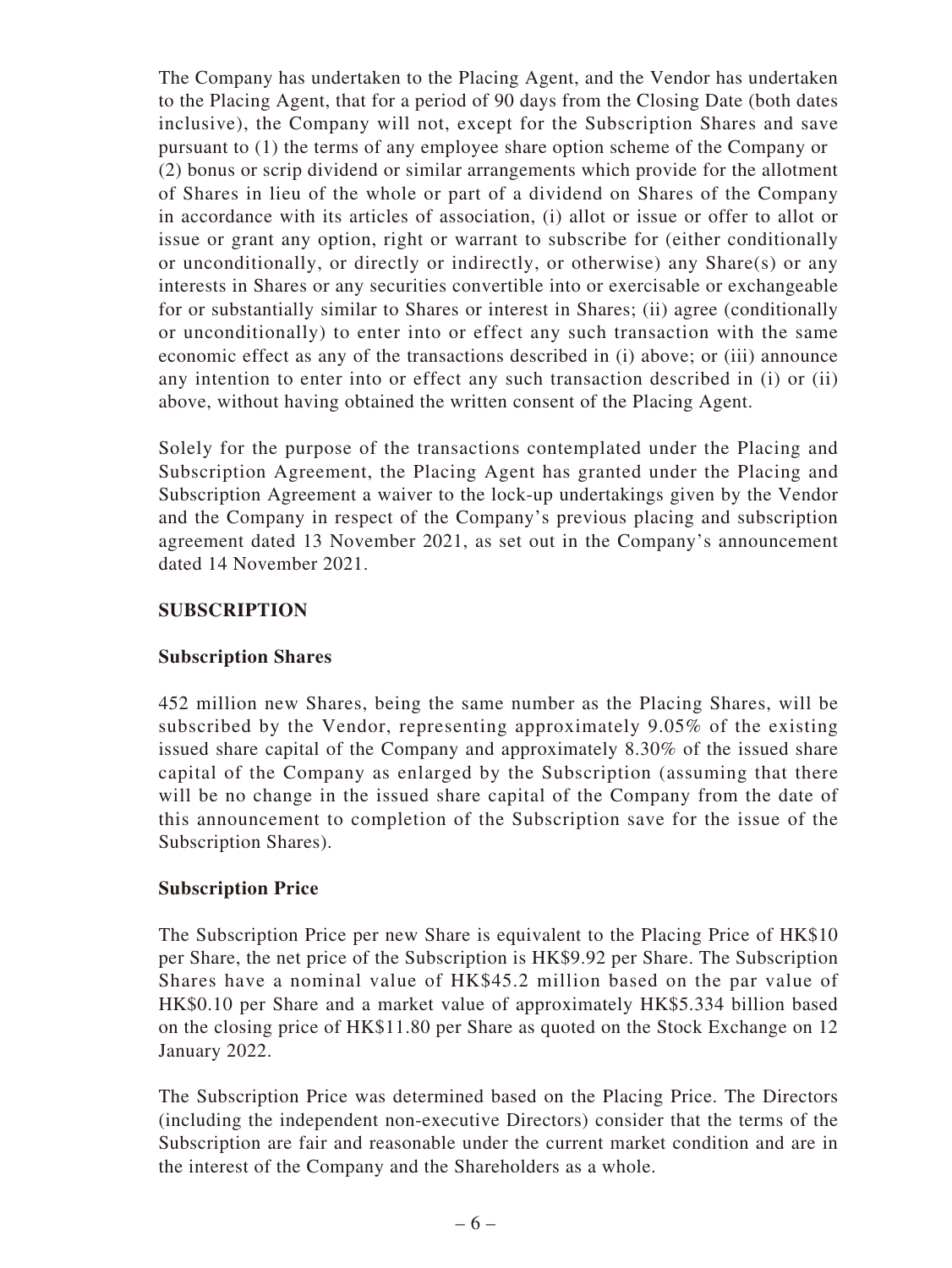The Company has undertaken to the Placing Agent, and the Vendor has undertaken to the Placing Agent, that for a period of 90 days from the Closing Date (both dates inclusive), the Company will not, except for the Subscription Shares and save pursuant to (1) the terms of any employee share option scheme of the Company or (2) bonus or scrip dividend or similar arrangements which provide for the allotment of Shares in lieu of the whole or part of a dividend on Shares of the Company in accordance with its articles of association, (i) allot or issue or offer to allot or issue or grant any option, right or warrant to subscribe for (either conditionally or unconditionally, or directly or indirectly, or otherwise) any Share(s) or any interests in Shares or any securities convertible into or exercisable or exchangeable for or substantially similar to Shares or interest in Shares; (ii) agree (conditionally or unconditionally) to enter into or effect any such transaction with the same economic effect as any of the transactions described in (i) above; or (iii) announce any intention to enter into or effect any such transaction described in (i) or (ii) above, without having obtained the written consent of the Placing Agent.

Solely for the purpose of the transactions contemplated under the Placing and Subscription Agreement, the Placing Agent has granted under the Placing and Subscription Agreement a waiver to the lock-up undertakings given by the Vendor and the Company in respect of the Company's previous placing and subscription agreement dated 13 November 2021, as set out in the Company's announcement dated 14 November 2021.

## SUBSCRIPTION

### Subscription Shares

452 million new Shares, being the same number as the Placing Shares, will be subscribed by the Vendor, representing approximately 9.05% of the existing issued share capital of the Company and approximately 8.30% of the issued share capital of the Company as enlarged by the Subscription (assuming that there will be no change in the issued share capital of the Company from the date of this announcement to completion of the Subscription save for the issue of the Subscription Shares).

### Subscription Price

The Subscription Price per new Share is equivalent to the Placing Price of HK$10 per Share, the net price of the Subscription is HK$9.92 per Share. The Subscription Shares have a nominal value of HK$45.2 million based on the par value of HK$0.10 per Share and a market value of approximately HK$5.334 billion based on the closing price of HK$11.80 per Share as quoted on the Stock Exchange on 12 January 2022.

The Subscription Price was determined based on the Placing Price. The Directors (including the independent non-executive Directors) consider that the terms of the Subscription are fair and reasonable under the current market condition and are in the interest of the Company and the Shareholders as a whole.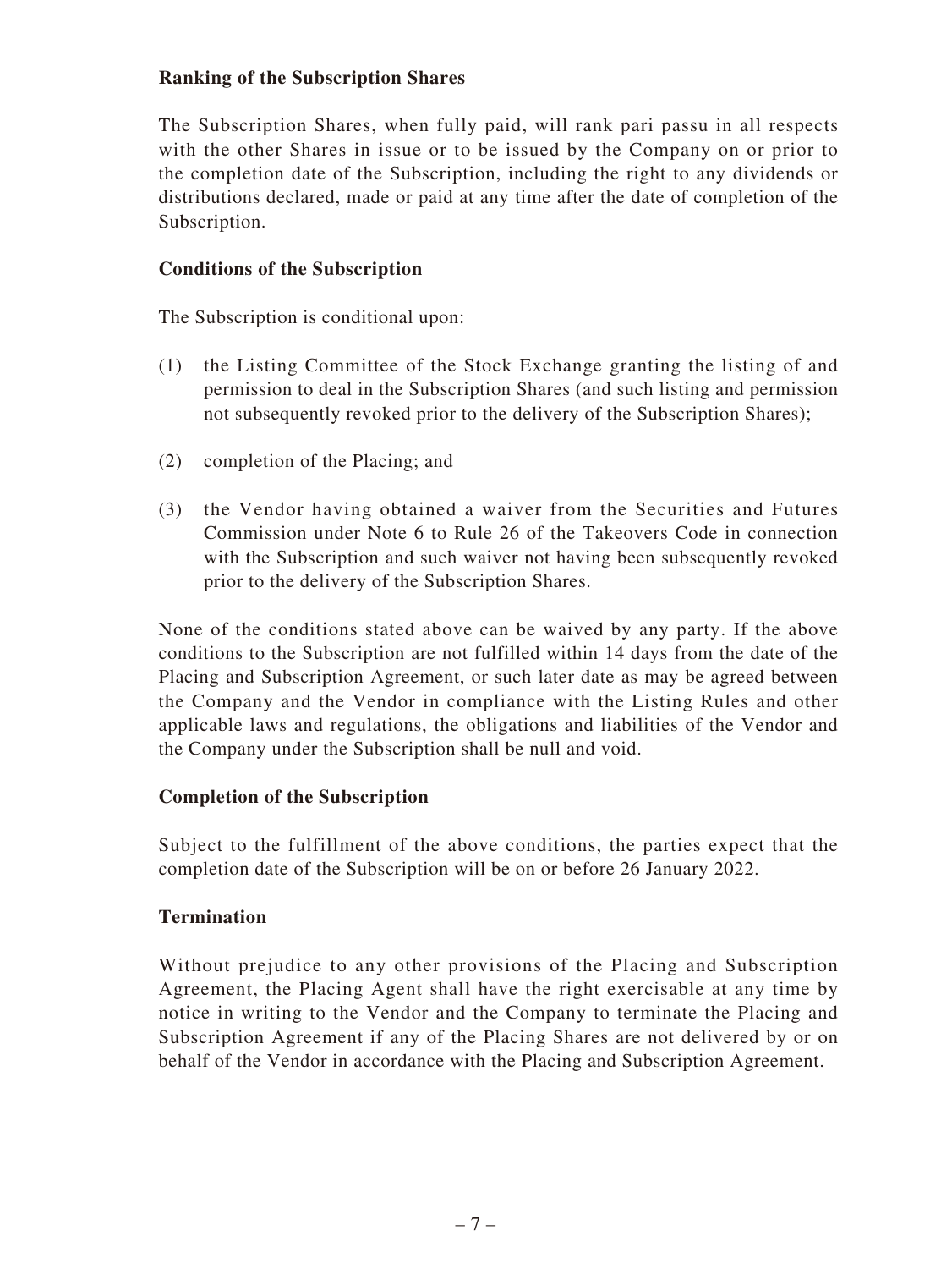**Ranking of the Subscription Shares**

The Subscription Shares, when fully paid, will rank pari passu in all respects with the other Shares in issue or to be issued by the Company on or prior to the completion date of the Subscription, including the right to any dividends or distributions declared, made or paid at any time after the date of completion of the Subscription.

**Conditions of the Subscription**

The Subscription is conditional upon:

(1) the Listing Committee of the Stock Exchange granting the listing of and permission to deal in the Subscription Shares (and such listing and permission not subsequently revoked prior to the delivery of the Subscription Shares);

(2) completion of the Placing; and

(3) the Vendor having obtained a waiver from the Securities and Futures Commission under Note 6 to Rule 26 of the Takeovers Code in connection with the Subscription and such waiver not having been subsequently revoked prior to the delivery of the Subscription Shares.

None of the conditions stated above can be waived by any party. If the above conditions to the Subscription are not fulfilled within 14 days from the date of the Placing and Subscription Agreement, or such later date as may be agreed between the Company and the Vendor in compliance with the Listing Rules and other applicable laws and regulations, the obligations and liabilities of the Vendor and the Company under the Subscription shall be null and void.

**Completion of the Subscription**

Subject to the fulfillment of the above conditions, the parties expect that the completion date of the Subscription will be on or before 26 January 2022.

**Termination**

Without prejudice to any other provisions of the Placing and Subscription Agreement, the Placing Agent shall have the right exercisable at any time by notice in writing to the Vendor and the Company to terminate the Placing and Subscription Agreement if any of the Placing Shares are not delivered by or on behalf of the Vendor in accordance with the Placing and Subscription Agreement.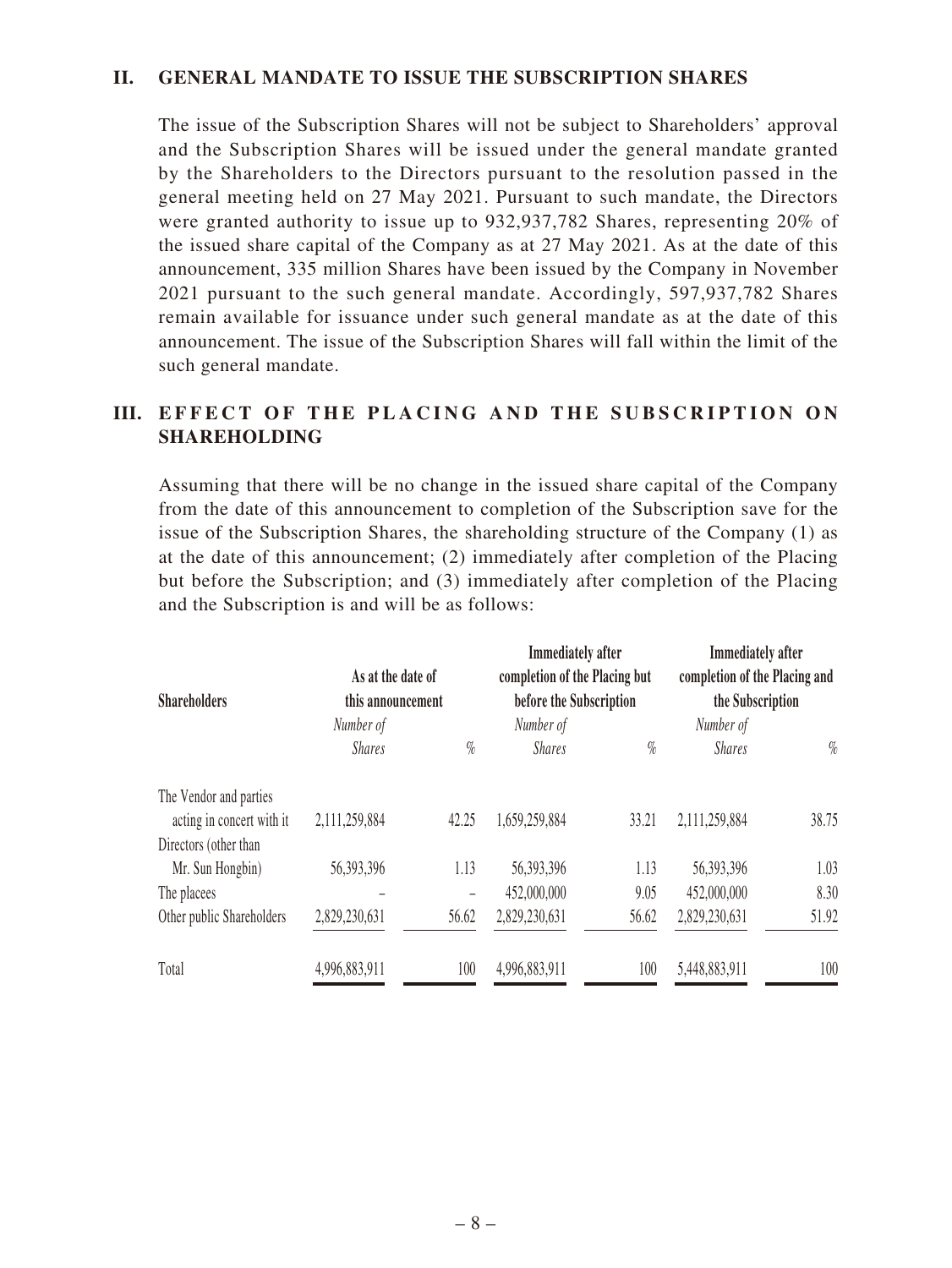## II. GENERAL MANDATE TO ISSUE THE SUBSCRIPTION SHARES

The issue of the Subscription Shares will not be subject to Shareholders' approval and the Subscription Shares will be issued under the general mandate granted by the Shareholders to the Directors pursuant to the resolution passed in the general meeting held on 27 May 2021. Pursuant to such mandate, the Directors were granted authority to issue up to 932,937,782 Shares, representing 20% of the issued share capital of the Company as at 27 May 2021. As at the date of this announcement, 335 million Shares have been issued by the Company in November 2021 pursuant to the such general mandate. Accordingly, 597,937,782 Shares remain available for issuance under such general mandate as at the date of this announcement. The issue of the Subscription Shares will fall within the limit of the such general mandate.

## III. EFFECT OF THE PLACING AND THE SUBSCRIPTION ON SHAREHOLDING

Assuming that there will be no change in the issued share capital of the Company from the date of this announcement to completion of the Subscription save for the issue of the Subscription Shares, the shareholding structure of the Company (1) as at the date of this announcement; (2) immediately after completion of the Placing but before the Subscription; and (3) immediately after completion of the Placing and the Subscription is and will be as follows:

| Shareholders | As at the date of this announcement | | Immediately after completion of the Placing but before the Subscription | | Immediately after completion of the Placing and the Subscription | |
|---|---|---|---|---|---|---|
| | *Number of Shares* | *%* | *Number of Shares* | *%* | *Number of Shares* | *%* |
| The Vendor and parties acting in concert with it | 2,111,259,884 | 42.25 | 1,659,259,884 | 33.21 | 2,111,259,884 | 38.75 |
| Directors (other than Mr. Sun Hongbin) | 56,393,396 | 1.13 | 56,393,396 | 1.13 | 56,393,396 | 1.03 |
| The placees | – | – | 452,000,000 | 9.05 | 452,000,000 | 8.30 |
| Other public Shareholders | 2,829,230,631 | 56.62 | 2,829,230,631 | 56.62 | 2,829,230,631 | 51.92 |
| Total | 4,996,883,911 | 100 | 4,996,883,911 | 100 | 5,448,883,911 | 100 |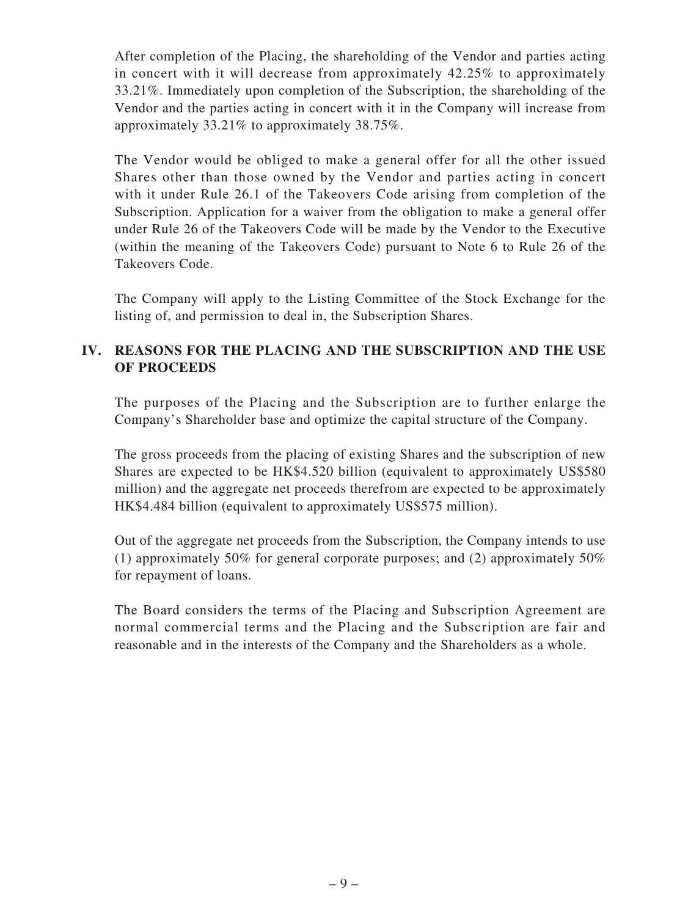After completion of the Placing, the shareholding of the Vendor and parties acting in concert with it will decrease from approximately 42.25% to approximately 33.21%. Immediately upon completion of the Subscription, the shareholding of the Vendor and the parties acting in concert with it in the Company will increase from approximately 33.21% to approximately 38.75%.

The Vendor would be obliged to make a general offer for all the other issued Shares other than those owned by the Vendor and parties acting in concert with it under Rule 26.1 of the Takeovers Code arising from completion of the Subscription. Application for a waiver from the obligation to make a general offer under Rule 26 of the Takeovers Code will be made by the Vendor to the Executive (within the meaning of the Takeovers Code) pursuant to Note 6 to Rule 26 of the Takeovers Code.

The Company will apply to the Listing Committee of the Stock Exchange for the listing of, and permission to deal in, the Subscription Shares.

## IV. REASONS FOR THE PLACING AND THE SUBSCRIPTION AND THE USE OF PROCEEDS

The purposes of the Placing and the Subscription are to further enlarge the Company's Shareholder base and optimize the capital structure of the Company.

The gross proceeds from the placing of existing Shares and the subscription of new Shares are expected to be HK$4.520 billion (equivalent to approximately US$580 million) and the aggregate net proceeds therefrom are expected to be approximately HK$4.484 billion (equivalent to approximately US$575 million).

Out of the aggregate net proceeds from the Subscription, the Company intends to use (1) approximately 50% for general corporate purposes; and (2) approximately 50% for repayment of loans.

The Board considers the terms of the Placing and Subscription Agreement are normal commercial terms and the Placing and the Subscription are fair and reasonable and in the interests of the Company and the Shareholders as a whole.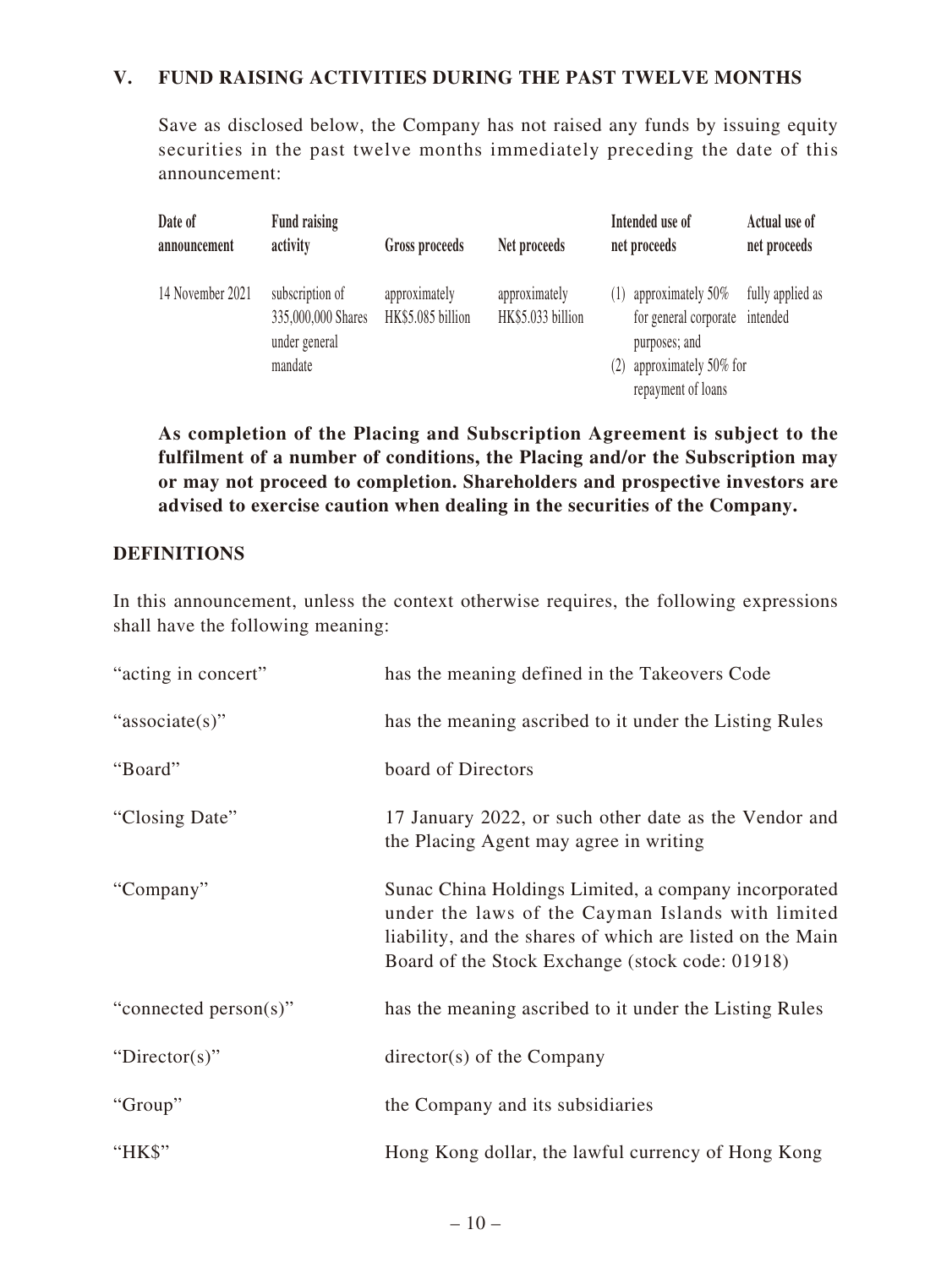## V. FUND RAISING ACTIVITIES DURING THE PAST TWELVE MONTHS

Save as disclosed below, the Company has not raised any funds by issuing equity securities in the past twelve months immediately preceding the date of this announcement:

| Date of announcement | Fund raising activity | Gross proceeds | Net proceeds | Intended use of net proceeds | Actual use of net proceeds |
|---|---|---|---|---|---|
| 14 November 2021 | subscription of 335,000,000 Shares under general mandate | approximately HK$5.085 billion | approximately HK$5.033 billion | (1) approximately 50% for general corporate purposes; and (2) approximately 50% for repayment of loans | fully applied as intended |

**As completion of the Placing and Subscription Agreement is subject to the fulfilment of a number of conditions, the Placing and/or the Subscription may or may not proceed to completion. Shareholders and prospective investors are advised to exercise caution when dealing in the securities of the Company.**

## DEFINITIONS

In this announcement, unless the context otherwise requires, the following expressions shall have the following meaning:

| | |
|---|---|
| "acting in concert" | has the meaning defined in the Takeovers Code |
| "associate(s)" | has the meaning ascribed to it under the Listing Rules |
| "Board" | board of Directors |
| "Closing Date" | 17 January 2022, or such other date as the Vendor and the Placing Agent may agree in writing |
| "Company" | Sunac China Holdings Limited, a company incorporated under the laws of the Cayman Islands with limited liability, and the shares of which are listed on the Main Board of the Stock Exchange (stock code: 01918) |
| "connected person(s)" | has the meaning ascribed to it under the Listing Rules |
| "Director(s)" | director(s) of the Company |
| "Group" | the Company and its subsidiaries |
| "HK$" | Hong Kong dollar, the lawful currency of Hong Kong |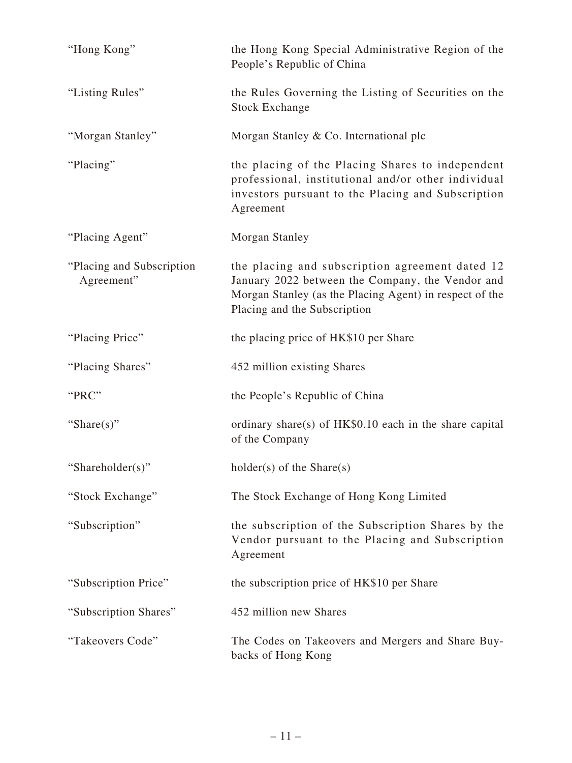| | |
|---|---|
| "Hong Kong" | the Hong Kong Special Administrative Region of the People's Republic of China |
| "Listing Rules" | the Rules Governing the Listing of Securities on the Stock Exchange |
| "Morgan Stanley" | Morgan Stanley & Co. International plc |
| "Placing" | the placing of the Placing Shares to independent professional, institutional and/or other individual investors pursuant to the Placing and Subscription Agreement |
| "Placing Agent" | Morgan Stanley |
| "Placing and Subscription Agreement" | the placing and subscription agreement dated 12 January 2022 between the Company, the Vendor and Morgan Stanley (as the Placing Agent) in respect of the Placing and the Subscription |
| "Placing Price" | the placing price of HK$10 per Share |
| "Placing Shares" | 452 million existing Shares |
| "PRC" | the People's Republic of China |
| "Share(s)" | ordinary share(s) of HK$0.10 each in the share capital of the Company |
| "Shareholder(s)" | holder(s) of the Share(s) |
| "Stock Exchange" | The Stock Exchange of Hong Kong Limited |
| "Subscription" | the subscription of the Subscription Shares by the Vendor pursuant to the Placing and Subscription Agreement |
| "Subscription Price" | the subscription price of HK$10 per Share |
| "Subscription Shares" | 452 million new Shares |
| "Takeovers Code" | The Codes on Takeovers and Mergers and Share Buy-backs of Hong Kong |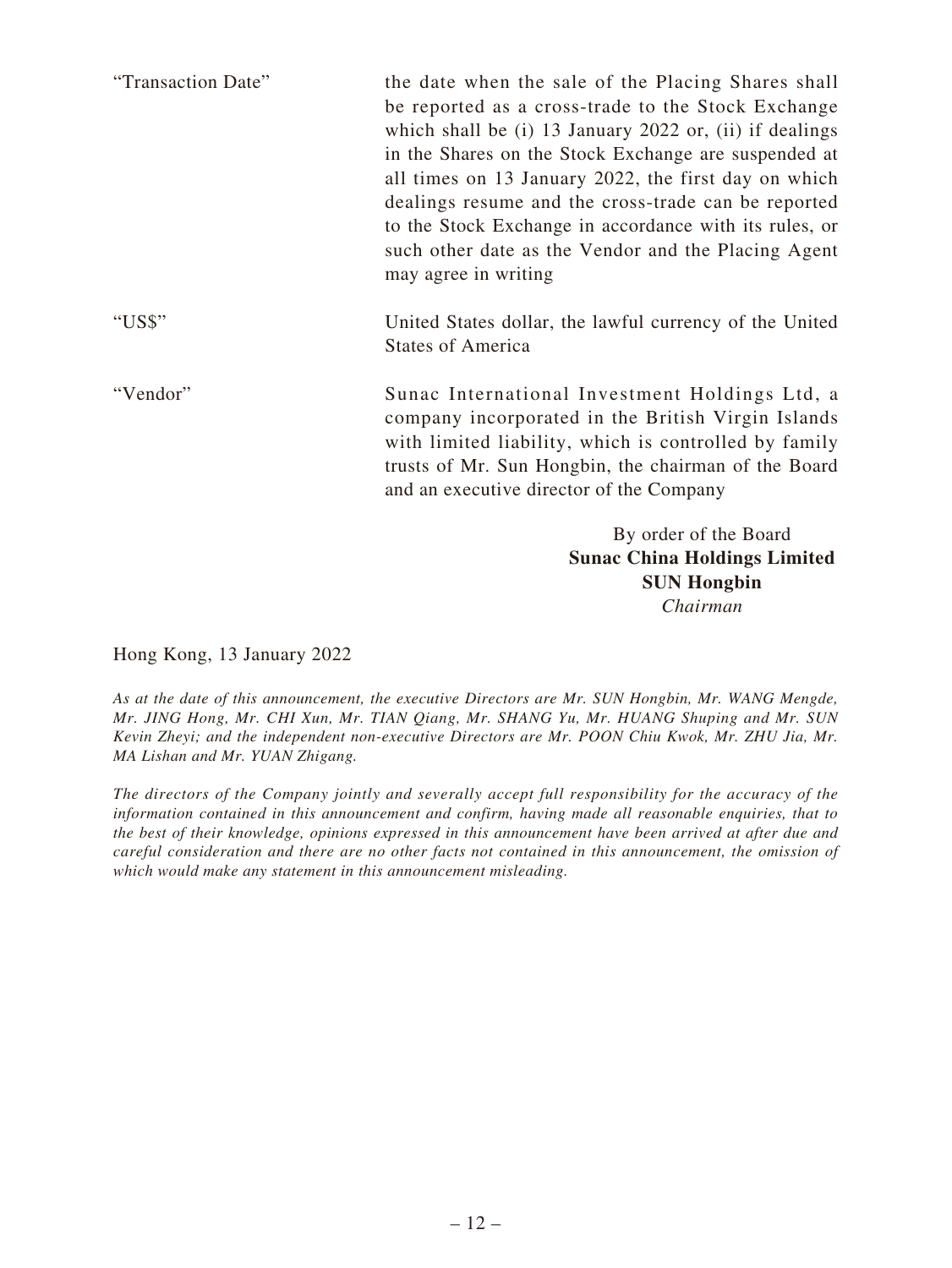| | |
|---|---|
| "Transaction Date" | the date when the sale of the Placing Shares shall be reported as a cross-trade to the Stock Exchange which shall be (i) 13 January 2022 or, (ii) if dealings in the Shares on the Stock Exchange are suspended at all times on 13 January 2022, the first day on which dealings resume and the cross-trade can be reported to the Stock Exchange in accordance with its rules, or such other date as the Vendor and the Placing Agent may agree in writing |
| "US$" | United States dollar, the lawful currency of the United States of America |
| "Vendor" | Sunac International Investment Holdings Ltd, a company incorporated in the British Virgin Islands with limited liability, which is controlled by family trusts of Mr. Sun Hongbin, the chairman of the Board and an executive director of the Company |

By order of the Board
**Sunac China Holdings Limited**
**SUN Hongbin**
*Chairman*

Hong Kong, 13 January 2022

*As at the date of this announcement, the executive Directors are Mr. SUN Hongbin, Mr. WANG Mengde, Mr. JING Hong, Mr. CHI Xun, Mr. TIAN Qiang, Mr. SHANG Yu, Mr. HUANG Shuping and Mr. SUN Kevin Zheyi; and the independent non-executive Directors are Mr. POON Chiu Kwok, Mr. ZHU Jia, Mr. MA Lishan and Mr. YUAN Zhigang.*

*The directors of the Company jointly and severally accept full responsibility for the accuracy of the information contained in this announcement and confirm, having made all reasonable enquiries, that to the best of their knowledge, opinions expressed in this announcement have been arrived at after due and careful consideration and there are no other facts not contained in this announcement, the omission of which would make any statement in this announcement misleading.*